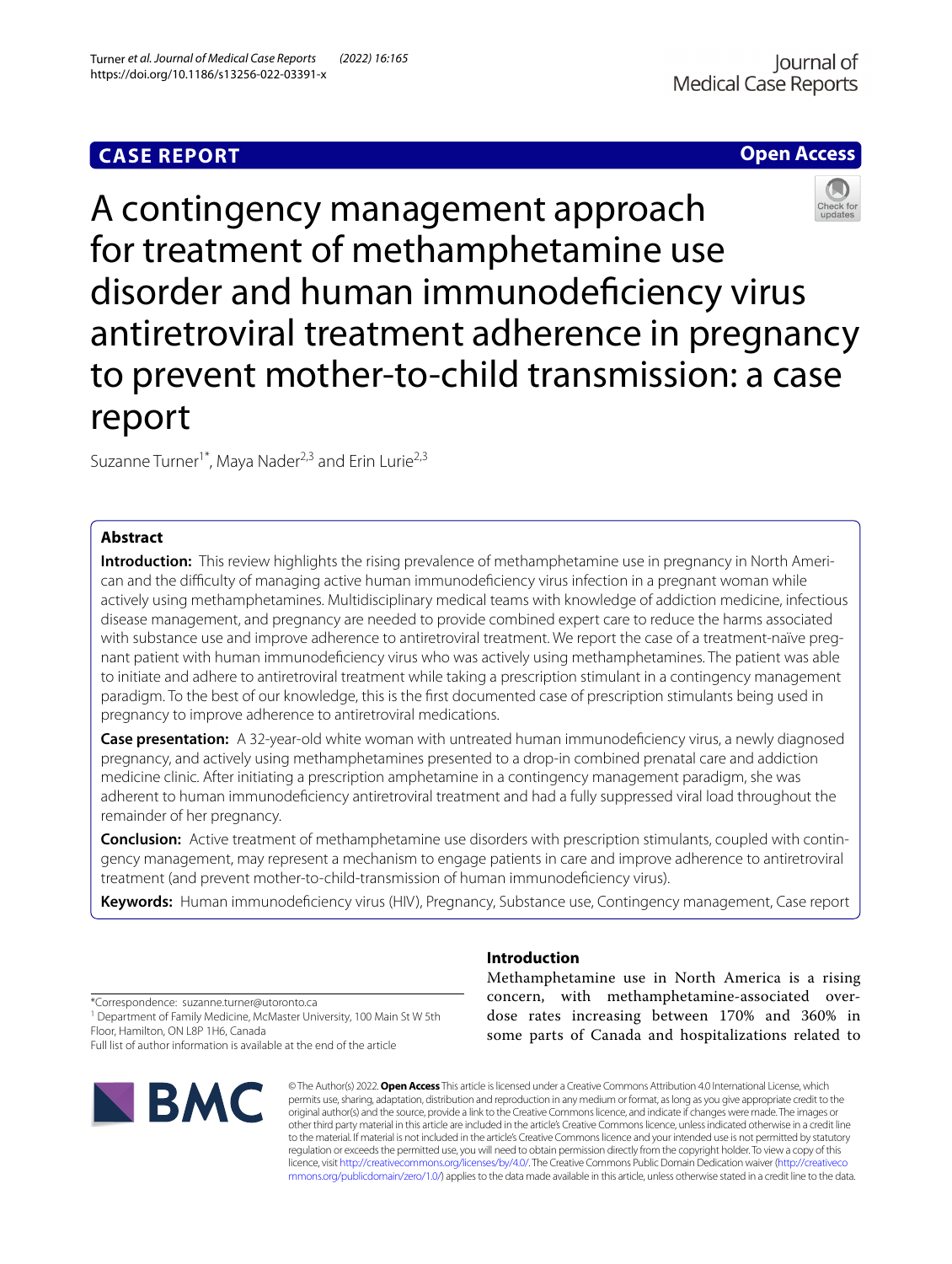CASE REPORT

Open Access

# A contingency management approach for treatment of methamphetamine use disorder and human immunodeficiency virus antiretroviral treatment adherence in pregnancy to prevent mother-to-child transmission: a case report

Suzanne Turner[1*], Maya Nader[2,3] and Erin Lurie[2,3]

## Abstract

**Introduction:** This review highlights the rising prevalence of methamphetamine use in pregnancy in North American and the difficulty of managing active human immunodeficiency virus infection in a pregnant woman while actively using methamphetamines. Multidisciplinary medical teams with knowledge of addiction medicine, infectious disease management, and pregnancy are needed to provide combined expert care to reduce the harms associated with substance use and improve adherence to antiretroviral treatment. We report the case of a treatment-naïve pregnant patient with human immunodeficiency virus who was actively using methamphetamines. The patient was able to initiate and adhere to antiretroviral treatment while taking a prescription stimulant in a contingency management paradigm. To the best of our knowledge, this is the first documented case of prescription stimulants being used in pregnancy to improve adherence to antiretroviral medications.

**Case presentation:** A 32-year-old white woman with untreated human immunodeficiency virus, a newly diagnosed pregnancy, and actively using methamphetamines presented to a drop-in combined prenatal care and addiction medicine clinic. After initiating a prescription amphetamine in a contingency management paradigm, she was adherent to human immunodeficiency antiretroviral treatment and had a fully suppressed viral load throughout the remainder of her pregnancy.

**Conclusion:** Active treatment of methamphetamine use disorders with prescription stimulants, coupled with contingency management, may represent a mechanism to engage patients in care and improve adherence to antiretroviral treatment (and prevent mother-to-child-transmission of human immunodeficiency virus).

**Keywords:** Human immunodeficiency virus (HIV), Pregnancy, Substance use, Contingency management, Case report

## Introduction

Methamphetamine use in North America is a rising concern, with methamphetamine-associated overdose rates increasing between 170% and 360% in some parts of Canada and hospitalizations related to

*Correspondence: suzanne.turner@utoronto.ca

[1] Department of Family Medicine, McMaster University, 100 Main St W 5th Floor, Hamilton, ON L8P 1H6, Canada

Full list of author information is available at the end of the article

© The Author(s) 2022. **Open Access** This article is licensed under a Creative Commons Attribution 4.0 International License, which permits use, sharing, adaptation, distribution and reproduction in any medium or format, as long as you give appropriate credit to the original author(s) and the source, provide a link to the Creative Commons licence, and indicate if changes were made. The images or other third party material in this article are included in the article's Creative Commons licence, unless indicated otherwise in a credit line to the material. If material is not included in the article's Creative Commons licence and your intended use is not permitted by statutory regulation or exceeds the permitted use, you will need to obtain permission directly from the copyright holder. To view a copy of this licence, visit http://creativecommons.org/licenses/by/4.0/. The Creative Commons Public Domain Dedication waiver (http://creativecommons.org/publicdomain/zero/1.0/) applies to the data made available in this article, unless otherwise stated in a credit line to the data.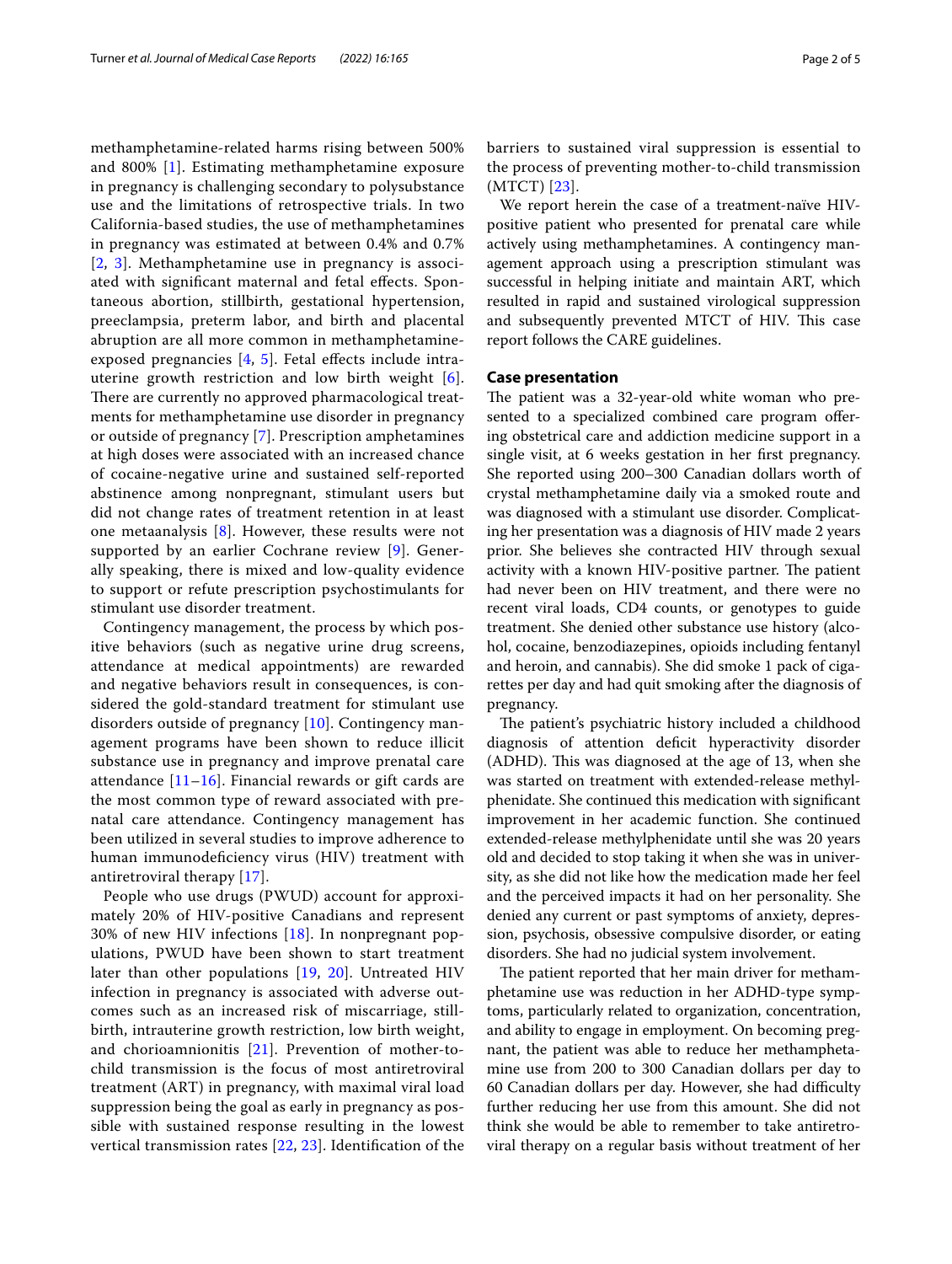methamphetamine-related harms rising between 500% and 800% [1]. Estimating methamphetamine exposure in pregnancy is challenging secondary to polysubstance use and the limitations of retrospective trials. In two California-based studies, the use of methamphetamines in pregnancy was estimated at between 0.4% and 0.7% [2, 3]. Methamphetamine use in pregnancy is associated with significant maternal and fetal effects. Spontaneous abortion, stillbirth, gestational hypertension, preeclampsia, preterm labor, and birth and placental abruption are all more common in methamphetamine-exposed pregnancies [4, 5]. Fetal effects include intrauterine growth restriction and low birth weight [6]. There are currently no approved pharmacological treatments for methamphetamine use disorder in pregnancy or outside of pregnancy [7]. Prescription amphetamines at high doses were associated with an increased chance of cocaine-negative urine and sustained self-reported abstinence among nonpregnant, stimulant users but did not change rates of treatment retention in at least one metaanalysis [8]. However, these results were not supported by an earlier Cochrane review [9]. Generally speaking, there is mixed and low-quality evidence to support or refute prescription psychostimulants for stimulant use disorder treatment.

Contingency management, the process by which positive behaviors (such as negative urine drug screens, attendance at medical appointments) are rewarded and negative behaviors result in consequences, is considered the gold-standard treatment for stimulant use disorders outside of pregnancy [10]. Contingency management programs have been shown to reduce illicit substance use in pregnancy and improve prenatal care attendance [11–16]. Financial rewards or gift cards are the most common type of reward associated with prenatal care attendance. Contingency management has been utilized in several studies to improve adherence to human immunodeficiency virus (HIV) treatment with antiretroviral therapy [17].

People who use drugs (PWUD) account for approximately 20% of HIV-positive Canadians and represent 30% of new HIV infections [18]. In nonpregnant populations, PWUD have been shown to start treatment later than other populations [19, 20]. Untreated HIV infection in pregnancy is associated with adverse outcomes such as an increased risk of miscarriage, stillbirth, intrauterine growth restriction, low birth weight, and chorioamnionitis [21]. Prevention of mother-to-child transmission is the focus of most antiretroviral treatment (ART) in pregnancy, with maximal viral load suppression being the goal as early in pregnancy as possible with sustained response resulting in the lowest vertical transmission rates [22, 23]. Identification of the barriers to sustained viral suppression is essential to the process of preventing mother-to-child transmission (MTCT) [23].

We report herein the case of a treatment-naïve HIV-positive patient who presented for prenatal care while actively using methamphetamines. A contingency management approach using a prescription stimulant was successful in helping initiate and maintain ART, which resulted in rapid and sustained virological suppression and subsequently prevented MTCT of HIV. This case report follows the CARE guidelines.

## Case presentation

The patient was a 32-year-old white woman who presented to a specialized combined care program offering obstetrical care and addiction medicine support in a single visit, at 6 weeks gestation in her first pregnancy. She reported using 200–300 Canadian dollars worth of crystal methamphetamine daily via a smoked route and was diagnosed with a stimulant use disorder. Complicating her presentation was a diagnosis of HIV made 2 years prior. She believes she contracted HIV through sexual activity with a known HIV-positive partner. The patient had never been on HIV treatment, and there were no recent viral loads, CD4 counts, or genotypes to guide treatment. She denied other substance use history (alcohol, cocaine, benzodiazepines, opioids including fentanyl and heroin, and cannabis). She did smoke 1 pack of cigarettes per day and had quit smoking after the diagnosis of pregnancy.

The patient's psychiatric history included a childhood diagnosis of attention deficit hyperactivity disorder (ADHD). This was diagnosed at the age of 13, when she was started on treatment with extended-release methylphenidate. She continued this medication with significant improvement in her academic function. She continued extended-release methylphenidate until she was 20 years old and decided to stop taking it when she was in university, as she did not like how the medication made her feel and the perceived impacts it had on her personality. She denied any current or past symptoms of anxiety, depression, psychosis, obsessive compulsive disorder, or eating disorders. She had no judicial system involvement.

The patient reported that her main driver for methamphetamine use was reduction in her ADHD-type symptoms, particularly related to organization, concentration, and ability to engage in employment. On becoming pregnant, the patient was able to reduce her methamphetamine use from 200 to 300 Canadian dollars per day to 60 Canadian dollars per day. However, she had difficulty further reducing her use from this amount. She did not think she would be able to remember to take antiretroviral therapy on a regular basis without treatment of her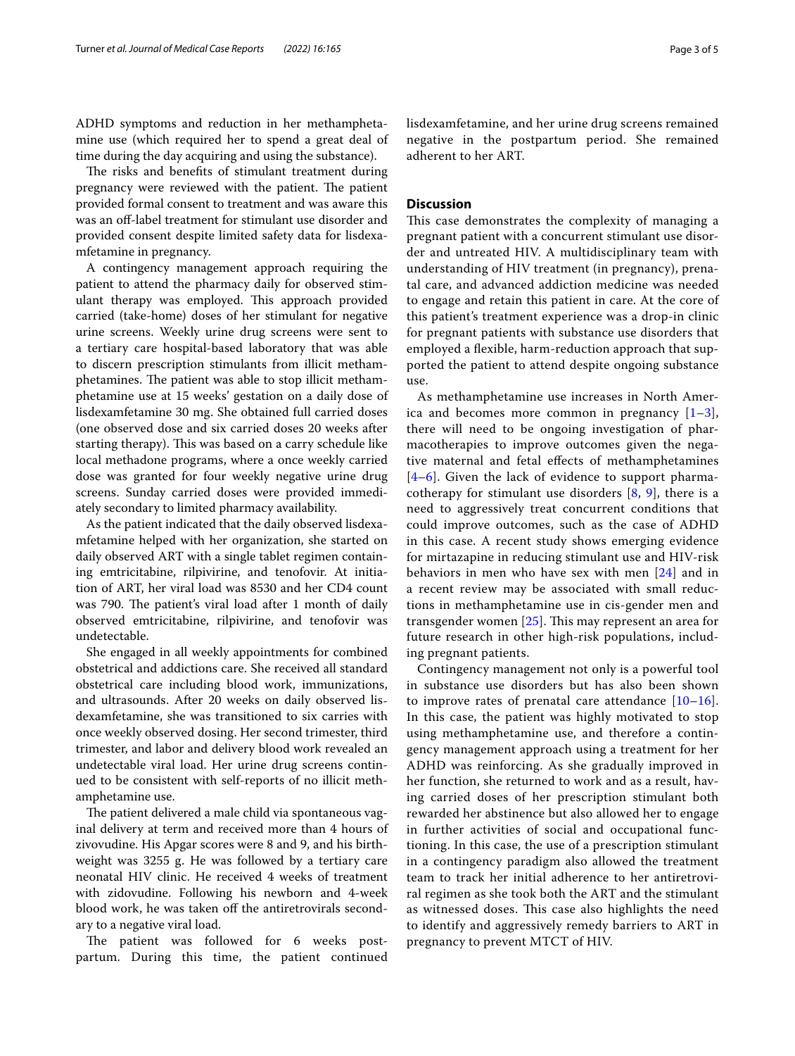ADHD symptoms and reduction in her methamphetamine use (which required her to spend a great deal of time during the day acquiring and using the substance).

The risks and benefits of stimulant treatment during pregnancy were reviewed with the patient. The patient provided formal consent to treatment and was aware this was an off-label treatment for stimulant use disorder and provided consent despite limited safety data for lisdexamfetamine in pregnancy.

A contingency management approach requiring the patient to attend the pharmacy daily for observed stimulant therapy was employed. This approach provided carried (take-home) doses of her stimulant for negative urine screens. Weekly urine drug screens were sent to a tertiary care hospital-based laboratory that was able to discern prescription stimulants from illicit methamphetamines. The patient was able to stop illicit methamphetamine use at 15 weeks' gestation on a daily dose of lisdexamfetamine 30 mg. She obtained full carried doses (one observed dose and six carried doses 20 weeks after starting therapy). This was based on a carry schedule like local methadone programs, where a once weekly carried dose was granted for four weekly negative urine drug screens. Sunday carried doses were provided immediately secondary to limited pharmacy availability.

As the patient indicated that the daily observed lisdexamfetamine helped with her organization, she started on daily observed ART with a single tablet regimen containing emtricitabine, rilpivirine, and tenofovir. At initiation of ART, her viral load was 8530 and her CD4 count was 790. The patient's viral load after 1 month of daily observed emtricitabine, rilpivirine, and tenofovir was undetectable.

She engaged in all weekly appointments for combined obstetrical and addictions care. She received all standard obstetrical care including blood work, immunizations, and ultrasounds. After 20 weeks on daily observed lisdexamfetamine, she was transitioned to six carries with once weekly observed dosing. Her second trimester, third trimester, and labor and delivery blood work revealed an undetectable viral load. Her urine drug screens continued to be consistent with self-reports of no illicit methamphetamine use.

The patient delivered a male child via spontaneous vaginal delivery at term and received more than 4 hours of zivovudine. His Apgar scores were 8 and 9, and his birthweight was 3255 g. He was followed by a tertiary care neonatal HIV clinic. He received 4 weeks of treatment with zidovudine. Following his newborn and 4-week blood work, he was taken off the antiretrovirals secondary to a negative viral load.

The patient was followed for 6 weeks postpartum. During this time, the patient continued lisdexamfetamine, and her urine drug screens remained negative in the postpartum period. She remained adherent to her ART.

## Discussion

This case demonstrates the complexity of managing a pregnant patient with a concurrent stimulant use disorder and untreated HIV. A multidisciplinary team with understanding of HIV treatment (in pregnancy), prenatal care, and advanced addiction medicine was needed to engage and retain this patient in care. At the core of this patient's treatment experience was a drop-in clinic for pregnant patients with substance use disorders that employed a flexible, harm-reduction approach that supported the patient to attend despite ongoing substance use.

As methamphetamine use increases in North America and becomes more common in pregnancy [1–3], there will need to be ongoing investigation of pharmacotherapies to improve outcomes given the negative maternal and fetal effects of methamphetamines [4–6]. Given the lack of evidence to support pharmacotherapy for stimulant use disorders [8, 9], there is a need to aggressively treat concurrent conditions that could improve outcomes, such as the case of ADHD in this case. A recent study shows emerging evidence for mirtazapine in reducing stimulant use and HIV-risk behaviors in men who have sex with men [24] and in a recent review may be associated with small reductions in methamphetamine use in cis-gender men and transgender women [25]. This may represent an area for future research in other high-risk populations, including pregnant patients.

Contingency management not only is a powerful tool in substance use disorders but has also been shown to improve rates of prenatal care attendance [10–16]. In this case, the patient was highly motivated to stop using methamphetamine use, and therefore a contingency management approach using a treatment for her ADHD was reinforcing. As she gradually improved in her function, she returned to work and as a result, having carried doses of her prescription stimulant both rewarded her abstinence but also allowed her to engage in further activities of social and occupational functioning. In this case, the use of a prescription stimulant in a contingency paradigm also allowed the treatment team to track her initial adherence to her antiretroviral regimen as she took both the ART and the stimulant as witnessed doses. This case also highlights the need to identify and aggressively remedy barriers to ART in pregnancy to prevent MTCT of HIV.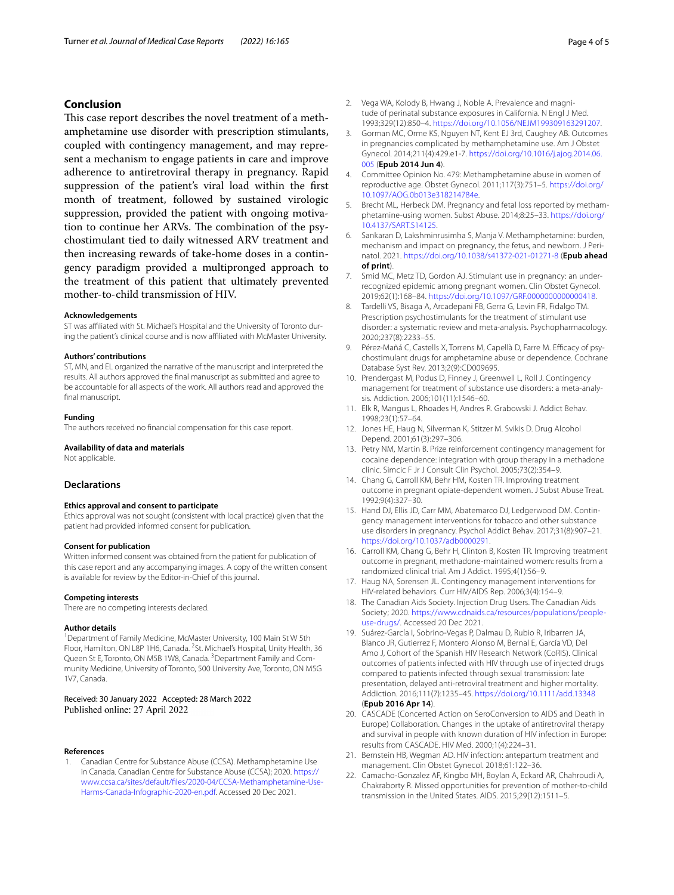## Conclusion

This case report describes the novel treatment of a methamphetamine use disorder with prescription stimulants, coupled with contingency management, and may represent a mechanism to engage patients in care and improve adherence to antiretroviral therapy in pregnancy. Rapid suppression of the patient's viral load within the first month of treatment, followed by sustained virologic suppression, provided the patient with ongoing motivation to continue her ARVs. The combination of the psychostimulant tied to daily witnessed ARV treatment and then increasing rewards of take-home doses in a contingency paradigm provided a multipronged approach to the treatment of this patient that ultimately prevented mother-to-child transmission of HIV.

#### Acknowledgements

ST was affiliated with St. Michael's Hospital and the University of Toronto during the patient's clinical course and is now affiliated with McMaster University.

#### Authors' contributions

ST, MN, and EL organized the narrative of the manuscript and interpreted the results. All authors approved the final manuscript as submitted and agree to be accountable for all aspects of the work. All authors read and approved the final manuscript.

#### Funding

The authors received no financial compensation for this case report.

#### Availability of data and materials

Not applicable.

### Declarations

#### Ethics approval and consent to participate

Ethics approval was not sought (consistent with local practice) given that the patient had provided informed consent for publication.

#### Consent for publication

Written informed consent was obtained from the patient for publication of this case report and any accompanying images. A copy of the written consent is available for review by the Editor-in-Chief of this journal.

#### Competing interests

There are no competing interests declared.

#### Author details

[1]Department of Family Medicine, McMaster University, 100 Main St W 5th Floor, Hamilton, ON L8P 1H6, Canada. [2]St. Michael's Hospital, Unity Health, 36 Queen St E, Toronto, ON M5B 1W8, Canada. [3]Department Family and Community Medicine, University of Toronto, 500 University Ave, Toronto, ON M5G 1V7, Canada.

Received: 30 January 2022 Accepted: 28 March 2022
Published online: 27 April 2022

#### References

1. Canadian Centre for Substance Abuse (CCSA). Methamphetamine Use in Canada. Canadian Centre for Substance Abuse (CCSA); 2020. https://www.ccsa.ca/sites/default/files/2020-04/CCSA-Methamphetamine-Use-Harms-Canada-Infographic-2020-en.pdf. Accessed 20 Dec 2021.
2. Vega WA, Kolody B, Hwang J, Noble A. Prevalence and magnitude of perinatal substance exposures in California. N Engl J Med. 1993;329(12):850–4. https://doi.org/10.1056/NEJM199309163291207.
3. Gorman MC, Orme KS, Nguyen NT, Kent EJ 3rd, Caughey AB. Outcomes in pregnancies complicated by methamphetamine use. Am J Obstet Gynecol. 2014;211(4):429.e1-7. https://doi.org/10.1016/j.ajog.2014.06.005 (**Epub 2014 Jun 4**).
4. Committee Opinion No. 479: Methamphetamine abuse in women of reproductive age. Obstet Gynecol. 2011;117(3):751–5. https://doi.org/10.1097/AOG.0b013e318214784e.
5. Brecht ML, Herbeck DM. Pregnancy and fetal loss reported by methamphetamine-using women. Subst Abuse. 2014;8:25–33. https://doi.org/10.4137/SART.S14125.
6. Sankaran D, Lakshminrusimha S, Manja V. Methamphetamine: burden, mechanism and impact on pregnancy, the fetus, and newborn. J Perinatol. 2021. https://doi.org/10.1038/s41372-021-01271-8 (**Epub ahead of print**).
7. Smid MC, Metz TD, Gordon AJ. Stimulant use in pregnancy: an underrecognized epidemic among pregnant women. Clin Obstet Gynecol. 2019;62(1):168–84. https://doi.org/10.1097/GRF.0000000000000418.
8. Tardelli VS, Bisaga A, Arcadepani FB, Gerra G, Levin FR, Fidalgo TM. Prescription psychostimulants for the treatment of stimulant use disorder: a systematic review and meta-analysis. Psychopharmacology. 2020;237(8):2233–55.
9. Pérez-Mañá C, Castells X, Torrens M, Capellà D, Farre M. Efficacy of psychostimulant drugs for amphetamine abuse or dependence. Cochrane Database Syst Rev. 2013;2(9):CD009695.
10. Prendergast M, Podus D, Finney J, Greenwell L, Roll J. Contingency management for treatment of substance use disorders: a meta-analysis. Addiction. 2006;101(11):1546–60.
11. Elk R, Mangus L, Rhoades H, Andres R. Grabowski J. Addict Behav. 1998;23(1):57–64.
12. Jones HE, Haug N, Silverman K, Stitzer M. Svikis D. Drug Alcohol Depend. 2001;61(3):297–306.
13. Petry NM, Martin B. Prize reinforcement contingency management for cocaine dependence: integration with group therapy in a methadone clinic. Simcic F Jr J Consult Clin Psychol. 2005;73(2):354–9.
14. Chang G, Carroll KM, Behr HM, Kosten TR. Improving treatment outcome in pregnant opiate-dependent women. J Subst Abuse Treat. 1992;9(4):327–30.
15. Hand DJ, Ellis JD, Carr MM, Abatemarco DJ, Ledgerwood DM. Contingency management interventions for tobacco and other substance use disorders in pregnancy. Psychol Addict Behav. 2017;31(8):907–21. https://doi.org/10.1037/adb0000291.
16. Carroll KM, Chang G, Behr H, Clinton B, Kosten TR. Improving treatment outcome in pregnant, methadone-maintained women: results from a randomized clinical trial. Am J Addict. 1995;4(1):56–9.
17. Haug NA, Sorensen JL. Contingency management interventions for HIV-related behaviors. Curr HIV/AIDS Rep. 2006;3(4):154–9.
18. The Canadian Aids Society. Injection Drug Users. The Canadian Aids Society; 2020. https://www.cdnaids.ca/resources/populations/people-use-drugs/. Accessed 20 Dec 2021.
19. Suárez-García I, Sobrino-Vegas P, Dalmau D, Rubio R, Iribarren JA, Blanco JR, Gutierrez F, Montero Alonso M, Bernal E, García VD, Del Amo J, Cohort of the Spanish HIV Research Network (CoRIS). Clinical outcomes of patients infected with HIV through use of injected drugs compared to patients infected through sexual transmission: late presentation, delayed anti-retroviral treatment and higher mortality. Addiction. 2016;111(7):1235–45. https://doi.org/10.1111/add.13348 (**Epub 2016 Apr 14**).
20. CASCADE (Concerted Action on SeroConversion to AIDS and Death in Europe) Collaboration. Changes in the uptake of antiretroviral therapy and survival in people with known duration of HIV infection in Europe: results from CASCADE. HIV Med. 2000;1(4):224–31.
21. Bernstein HB, Wegman AD. HIV infection: antepartum treatment and management. Clin Obstet Gynecol. 2018;61:122–36.
22. Camacho-Gonzalez AF, Kingbo MH, Boylan A, Eckard AR, Chahroudi A, Chakraborty R. Missed opportunities for prevention of mother-to-child transmission in the United States. AIDS. 2015;29(12):1511–5.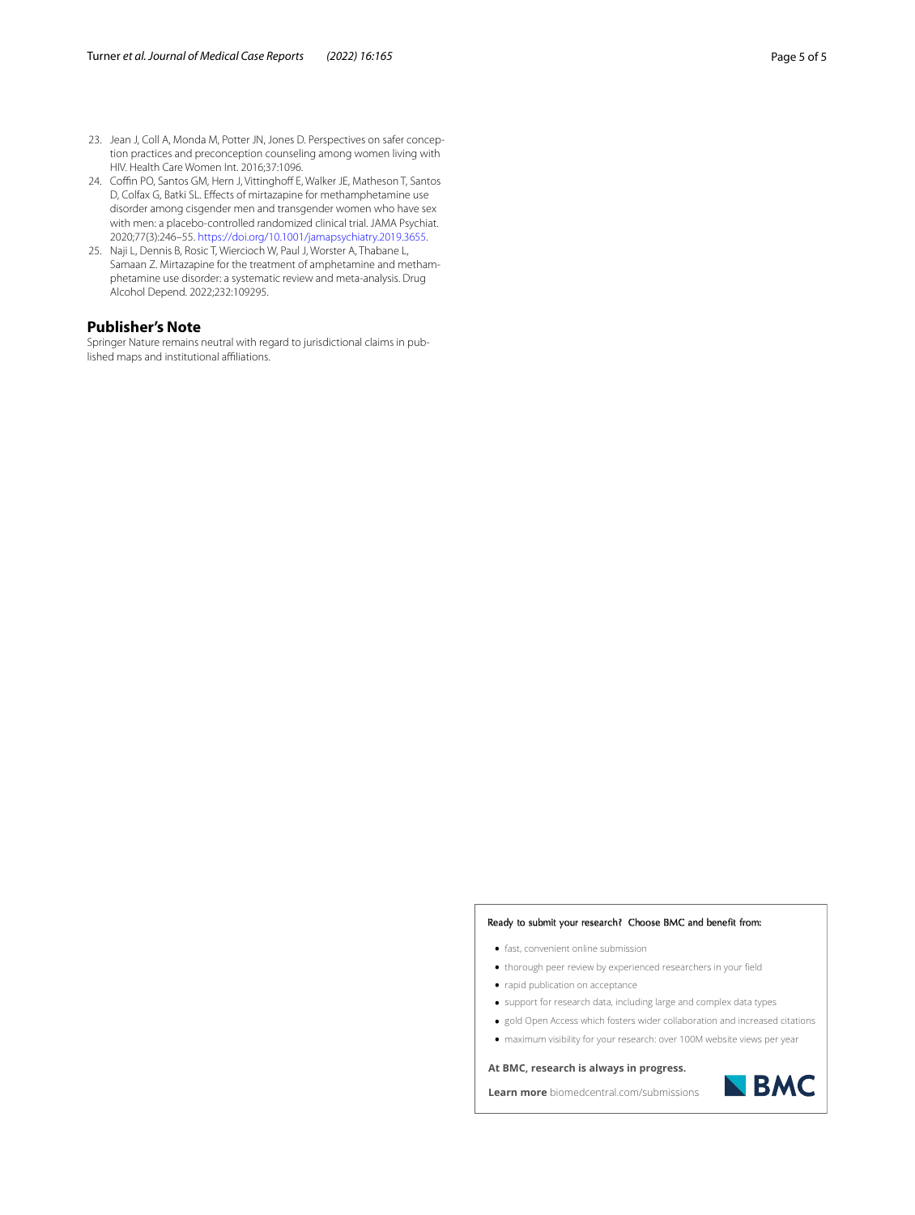23. Jean J, Coll A, Monda M, Potter JN, Jones D. Perspectives on safer conception practices and preconception counseling among women living with HIV. Health Care Women Int. 2016;37:1096.
24. Coffin PO, Santos GM, Hern J, Vittinghoff E, Walker JE, Matheson T, Santos D, Colfax G, Batki SL. Effects of mirtazapine for methamphetamine use disorder among cisgender men and transgender women who have sex with men: a placebo-controlled randomized clinical trial. JAMA Psychiat. 2020;77(3):246–55. https://doi.org/10.1001/jamapsychiatry.2019.3655.
25. Naji L, Dennis B, Rosic T, Wiercioch W, Paul J, Worster A, Thabane L, Samaan Z. Mirtazapine for the treatment of amphetamine and methamphetamine use disorder: a systematic review and meta-analysis. Drug Alcohol Depend. 2022;232:109295.

## Publisher's Note

Springer Nature remains neutral with regard to jurisdictional claims in published maps and institutional affiliations.

Ready to submit your research? Choose BMC and benefit from:

- fast, convenient online submission
- thorough peer review by experienced researchers in your field
- rapid publication on acceptance
- support for research data, including large and complex data types
- gold Open Access which fosters wider collaboration and increased citations
- maximum visibility for your research: over 100M website views per year

**At BMC, research is always in progress.**

**Learn more** biomedcentral.com/submissions

BMC